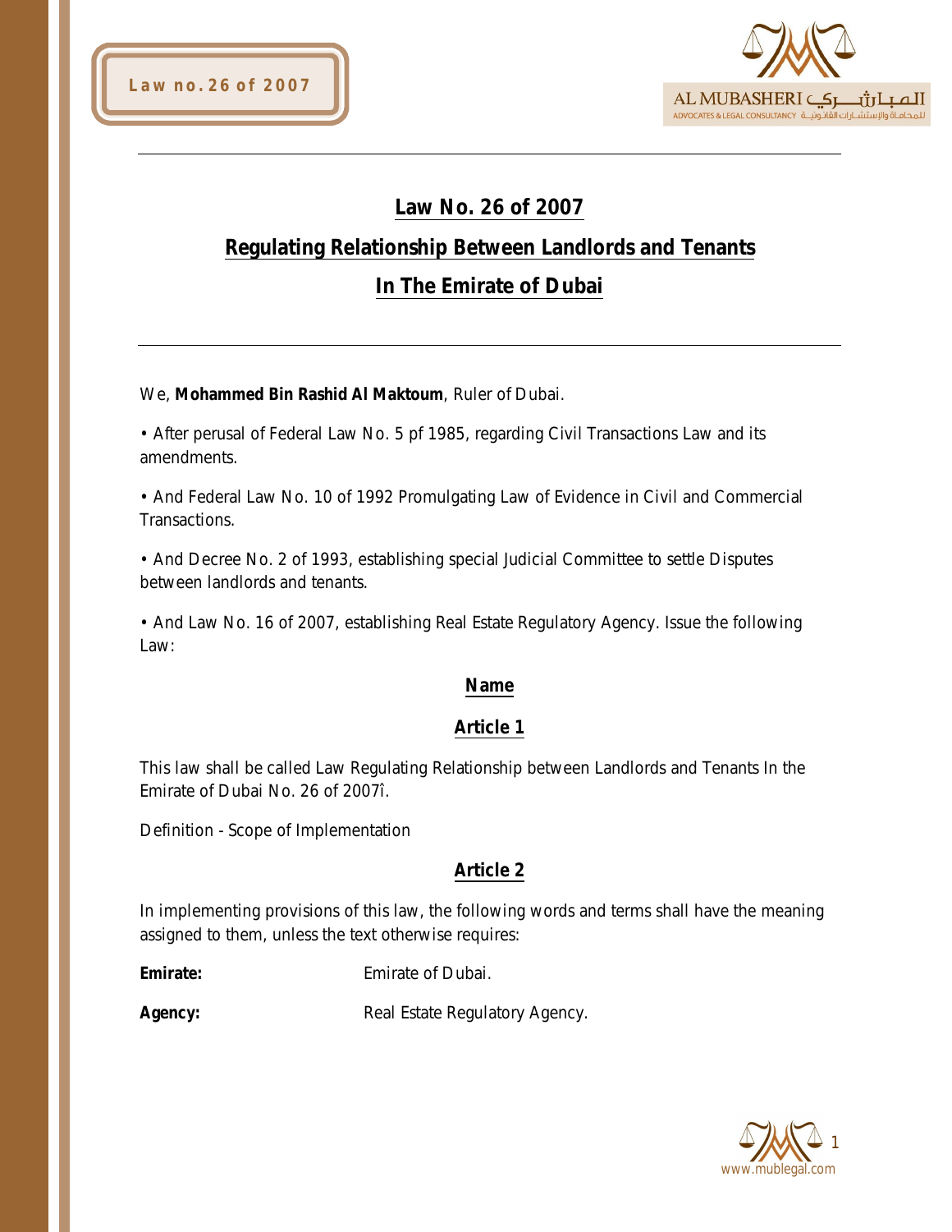# Law No. 26 of 2007

## Regulating Relationship Between Landlords and Tenants

## In The Emirate of Dubai

We, **Mohammed Bin Rashid Al Maktoum**, Ruler of Dubai.

• After perusal of Federal Law No. 5 pf 1985, regarding Civil Transactions Law and its amendments.

• And Federal Law No. 10 of 1992 Promulgating Law of Evidence in Civil and Commercial Transactions.

• And Decree No. 2 of 1993, establishing special Judicial Committee to settle Disputes between landlords and tenants.

• And Law No. 16 of 2007, establishing Real Estate Regulatory Agency. Issue the following Law:

### Name

### Article 1

This law shall be called Law Regulating Relationship between Landlords and Tenants In the Emirate of Dubai No. 26 of 2007î.

Definition - Scope of Implementation

### Article 2

In implementing provisions of this law, the following words and terms shall have the meaning assigned to them, unless the text otherwise requires:

**Emirate:** Emirate of Dubai.

**Agency:** Real Estate Regulatory Agency.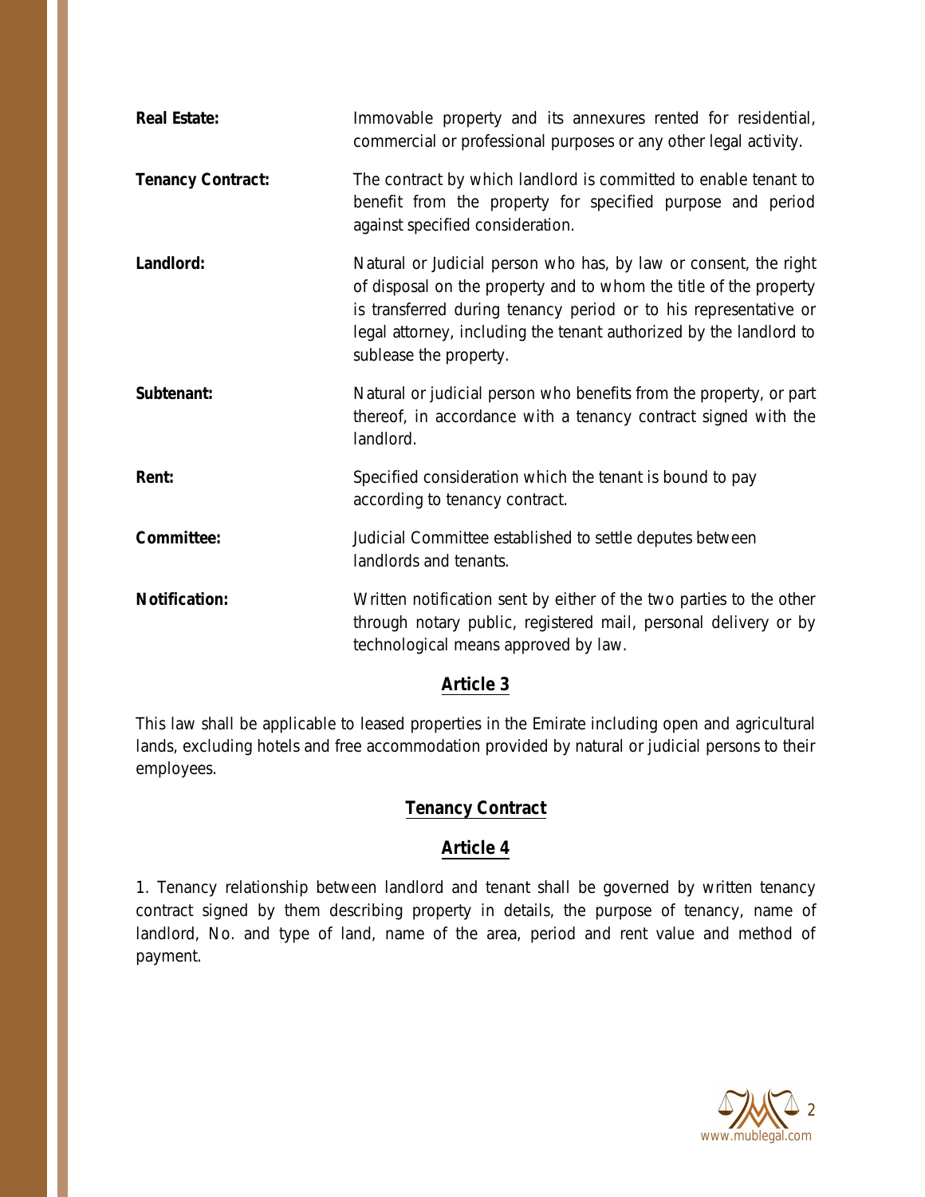**Real Estate:** Immovable property and its annexures rented for residential, commercial or professional purposes or any other legal activity.

**Tenancy Contract:** The contract by which landlord is committed to enable tenant to benefit from the property for specified purpose and period against specified consideration.

**Landlord:** Natural or Judicial person who has, by law or consent, the right of disposal on the property and to whom the title of the property is transferred during tenancy period or to his representative or legal attorney, including the tenant authorized by the landlord to sublease the property.

**Subtenant:** Natural or judicial person who benefits from the property, or part thereof, in accordance with a tenancy contract signed with the landlord.

**Rent:** Specified consideration which the tenant is bound to pay according to tenancy contract.

**Committee:** Judicial Committee established to settle deputes between landlords and tenants.

**Notification:** Written notification sent by either of the two parties to the other through notary public, registered mail, personal delivery or by technological means approved by law.

## Article 3

This law shall be applicable to leased properties in the Emirate including open and agricultural lands, excluding hotels and free accommodation provided by natural or judicial persons to their employees.

## Tenancy Contract

## Article 4

1. Tenancy relationship between landlord and tenant shall be governed by written tenancy contract signed by them describing property in details, the purpose of tenancy, name of landlord, No. and type of land, name of the area, period and rent value and method of payment.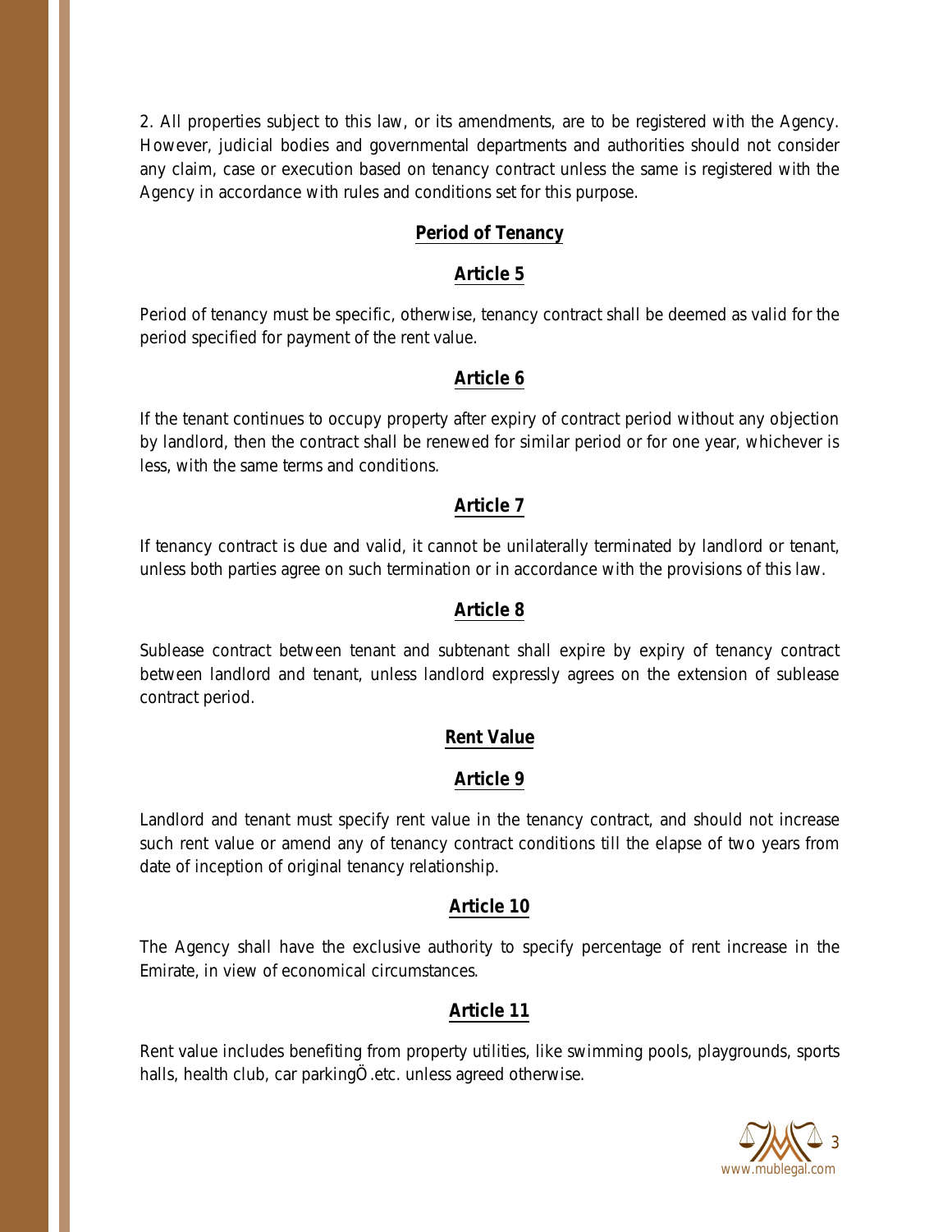2. All properties subject to this law, or its amendments, are to be registered with the Agency. However, judicial bodies and governmental departments and authorities should not consider any claim, case or execution based on tenancy contract unless the same is registered with the Agency in accordance with rules and conditions set for this purpose.

## Period of Tenancy

### Article 5

Period of tenancy must be specific, otherwise, tenancy contract shall be deemed as valid for the period specified for payment of the rent value.

### Article 6

If the tenant continues to occupy property after expiry of contract period without any objection by landlord, then the contract shall be renewed for similar period or for one year, whichever is less, with the same terms and conditions.

### Article 7

If tenancy contract is due and valid, it cannot be unilaterally terminated by landlord or tenant, unless both parties agree on such termination or in accordance with the provisions of this law.

### Article 8

Sublease contract between tenant and subtenant shall expire by expiry of tenancy contract between landlord and tenant, unless landlord expressly agrees on the extension of sublease contract period.

## Rent Value

### Article 9

Landlord and tenant must specify rent value in the tenancy contract, and should not increase such rent value or amend any of tenancy contract conditions till the elapse of two years from date of inception of original tenancy relationship.

### Article 10

The Agency shall have the exclusive authority to specify percentage of rent increase in the Emirate, in view of economical circumstances.

### Article 11

Rent value includes benefiting from property utilities, like swimming pools, playgrounds, sports halls, health club, car parkingÖ.etc. unless agreed otherwise.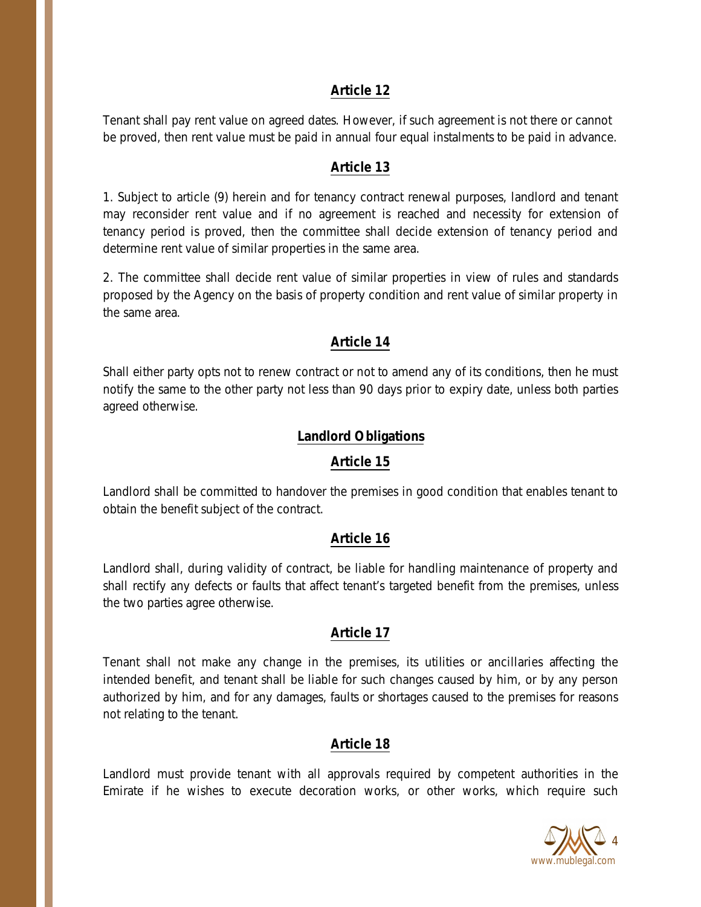## Article 12

Tenant shall pay rent value on agreed dates. However, if such agreement is not there or cannot be proved, then rent value must be paid in annual four equal instalments to be paid in advance.

## Article 13

1. Subject to article (9) herein and for tenancy contract renewal purposes, landlord and tenant may reconsider rent value and if no agreement is reached and necessity for extension of tenancy period is proved, then the committee shall decide extension of tenancy period and determine rent value of similar properties in the same area.

2. The committee shall decide rent value of similar properties in view of rules and standards proposed by the Agency on the basis of property condition and rent value of similar property in the same area.

## Article 14

Shall either party opts not to renew contract or not to amend any of its conditions, then he must notify the same to the other party not less than 90 days prior to expiry date, unless both parties agreed otherwise.

## Landlord Obligations

## Article 15

Landlord shall be committed to handover the premises in good condition that enables tenant to obtain the benefit subject of the contract.

## Article 16

Landlord shall, during validity of contract, be liable for handling maintenance of property and shall rectify any defects or faults that affect tenant's targeted benefit from the premises, unless the two parties agree otherwise.

## Article 17

Tenant shall not make any change in the premises, its utilities or ancillaries affecting the intended benefit, and tenant shall be liable for such changes caused by him, or by any person authorized by him, and for any damages, faults or shortages caused to the premises for reasons not relating to the tenant.

## Article 18

Landlord must provide tenant with all approvals required by competent authorities in the Emirate if he wishes to execute decoration works, or other works, which require such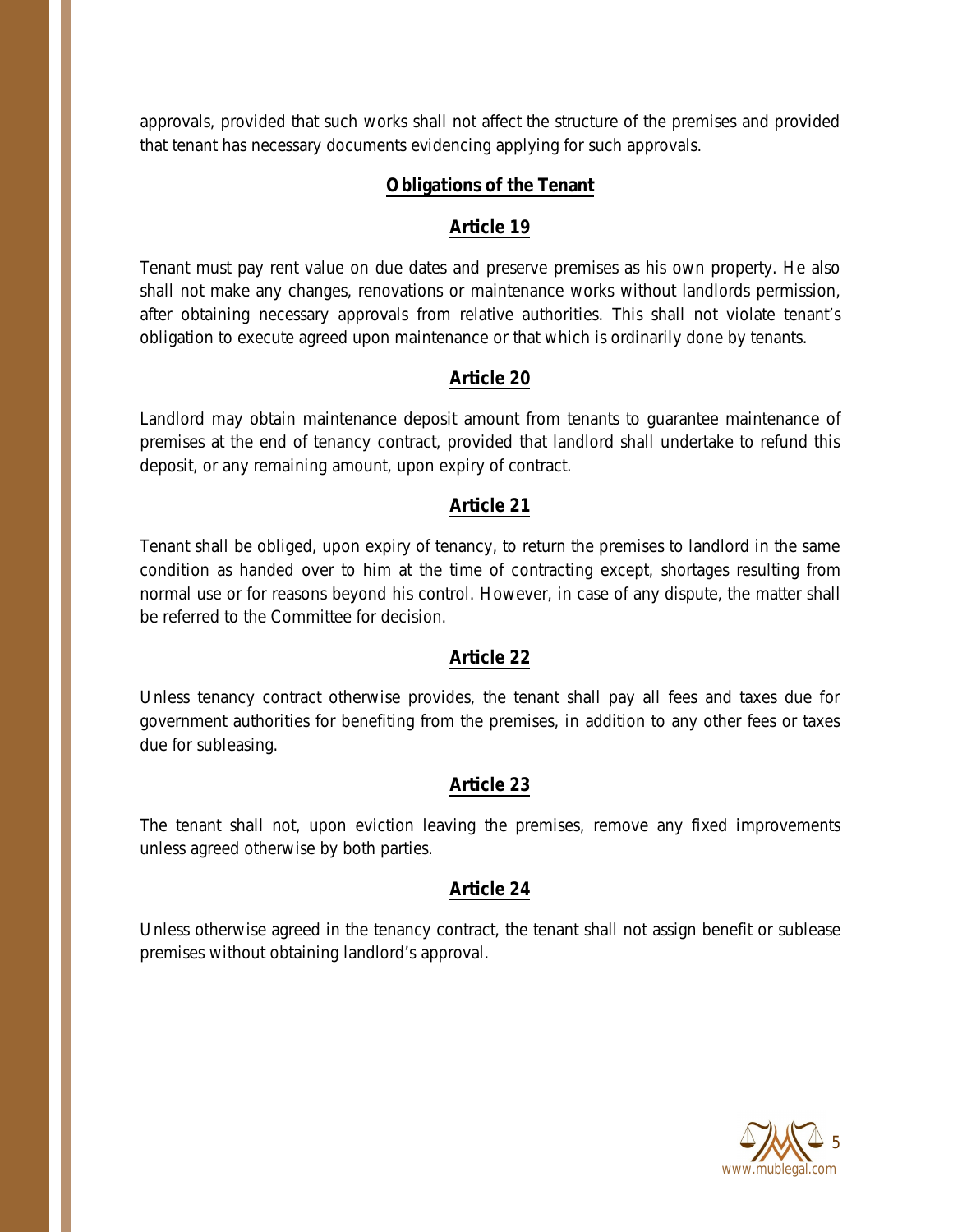approvals, provided that such works shall not affect the structure of the premises and provided that tenant has necessary documents evidencing applying for such approvals.

## Obligations of the Tenant

### Article 19

Tenant must pay rent value on due dates and preserve premises as his own property. He also shall not make any changes, renovations or maintenance works without landlords permission, after obtaining necessary approvals from relative authorities. This shall not violate tenant's obligation to execute agreed upon maintenance or that which is ordinarily done by tenants.

### Article 20

Landlord may obtain maintenance deposit amount from tenants to guarantee maintenance of premises at the end of tenancy contract, provided that landlord shall undertake to refund this deposit, or any remaining amount, upon expiry of contract.

### Article 21

Tenant shall be obliged, upon expiry of tenancy, to return the premises to landlord in the same condition as handed over to him at the time of contracting except, shortages resulting from normal use or for reasons beyond his control. However, in case of any dispute, the matter shall be referred to the Committee for decision.

### Article 22

Unless tenancy contract otherwise provides, the tenant shall pay all fees and taxes due for government authorities for benefiting from the premises, in addition to any other fees or taxes due for subleasing.

### Article 23

The tenant shall not, upon eviction leaving the premises, remove any fixed improvements unless agreed otherwise by both parties.

### Article 24

Unless otherwise agreed in the tenancy contract, the tenant shall not assign benefit or sublease premises without obtaining landlord's approval.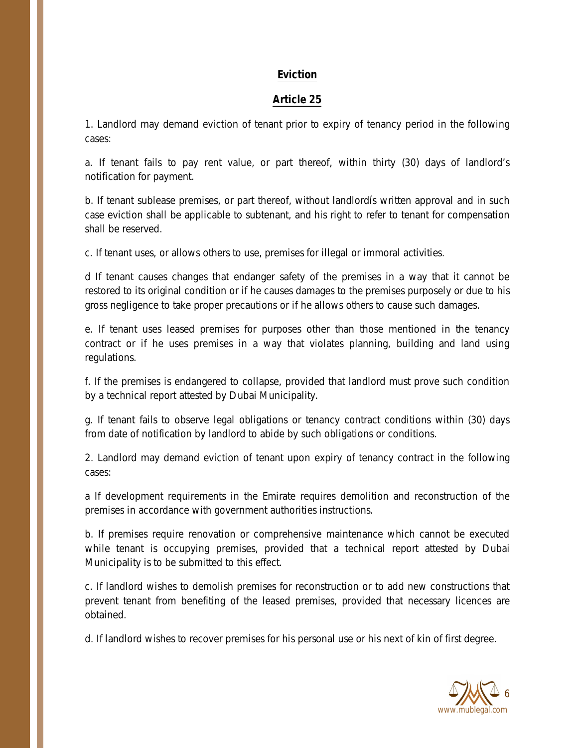## Eviction

## Article 25

1. Landlord may demand eviction of tenant prior to expiry of tenancy period in the following cases:

a. If tenant fails to pay rent value, or part thereof, within thirty (30) days of landlord's notification for payment.

b. If tenant sublease premises, or part thereof, without landlordís written approval and in such case eviction shall be applicable to subtenant, and his right to refer to tenant for compensation shall be reserved.

c. If tenant uses, or allows others to use, premises for illegal or immoral activities.

d If tenant causes changes that endanger safety of the premises in a way that it cannot be restored to its original condition or if he causes damages to the premises purposely or due to his gross negligence to take proper precautions or if he allows others to cause such damages.

e. If tenant uses leased premises for purposes other than those mentioned in the tenancy contract or if he uses premises in a way that violates planning, building and land using regulations.

f. If the premises is endangered to collapse, provided that landlord must prove such condition by a technical report attested by Dubai Municipality.

g. If tenant fails to observe legal obligations or tenancy contract conditions within (30) days from date of notification by landlord to abide by such obligations or conditions.

2. Landlord may demand eviction of tenant upon expiry of tenancy contract in the following cases:

a If development requirements in the Emirate requires demolition and reconstruction of the premises in accordance with government authorities instructions.

b. If premises require renovation or comprehensive maintenance which cannot be executed while tenant is occupying premises, provided that a technical report attested by Dubai Municipality is to be submitted to this effect.

c. If landlord wishes to demolish premises for reconstruction or to add new constructions that prevent tenant from benefiting of the leased premises, provided that necessary licences are obtained.

d. If landlord wishes to recover premises for his personal use or his next of kin of first degree.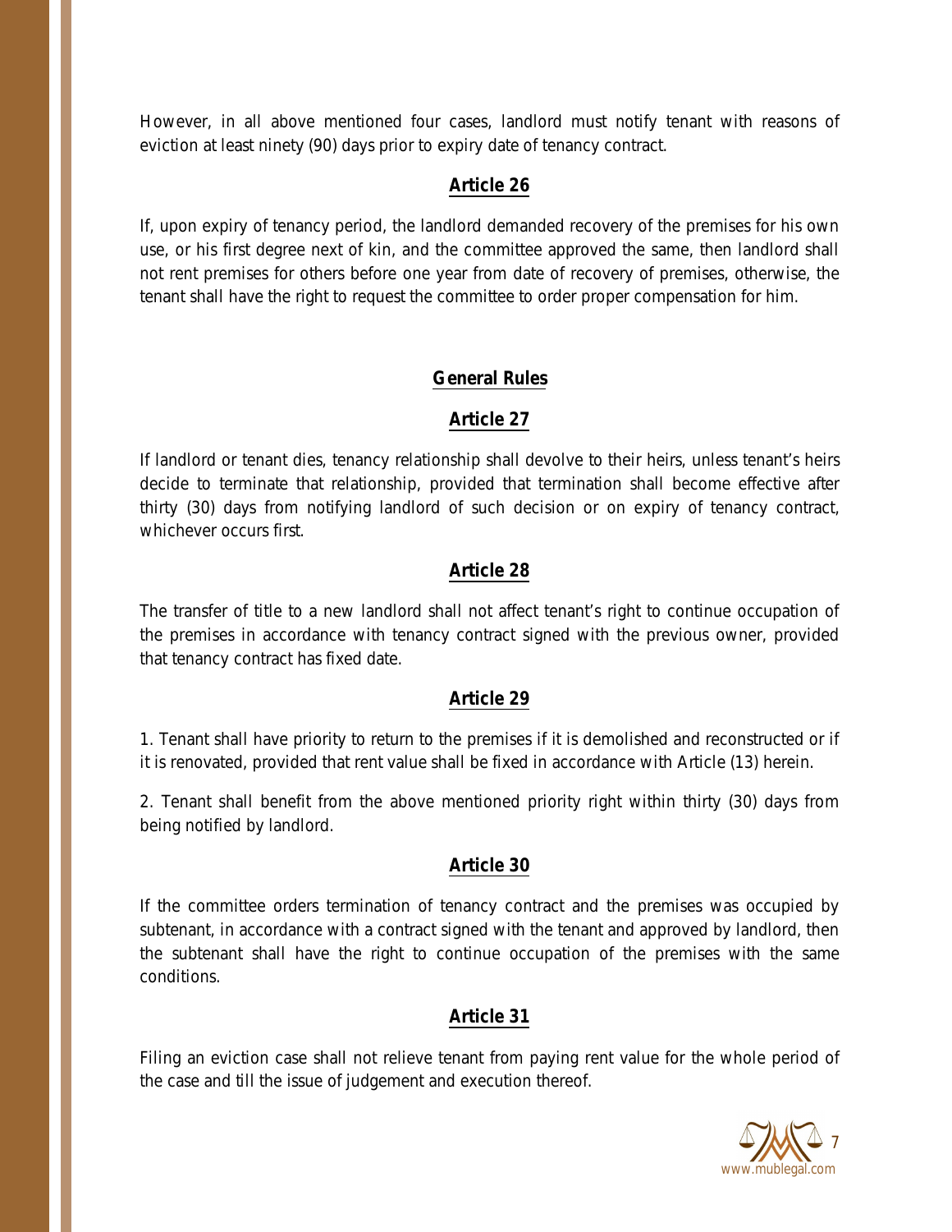However, in all above mentioned four cases, landlord must notify tenant with reasons of eviction at least ninety (90) days prior to expiry date of tenancy contract.

## Article 26

If, upon expiry of tenancy period, the landlord demanded recovery of the premises for his own use, or his first degree next of kin, and the committee approved the same, then landlord shall not rent premises for others before one year from date of recovery of premises, otherwise, the tenant shall have the right to request the committee to order proper compensation for him.

## General Rules

## Article 27

If landlord or tenant dies, tenancy relationship shall devolve to their heirs, unless tenant's heirs decide to terminate that relationship, provided that termination shall become effective after thirty (30) days from notifying landlord of such decision or on expiry of tenancy contract, whichever occurs first.

## Article 28

The transfer of title to a new landlord shall not affect tenant's right to continue occupation of the premises in accordance with tenancy contract signed with the previous owner, provided that tenancy contract has fixed date.

## Article 29

1. Tenant shall have priority to return to the premises if it is demolished and reconstructed or if it is renovated, provided that rent value shall be fixed in accordance with Article (13) herein.

2. Tenant shall benefit from the above mentioned priority right within thirty (30) days from being notified by landlord.

## Article 30

If the committee orders termination of tenancy contract and the premises was occupied by subtenant, in accordance with a contract signed with the tenant and approved by landlord, then the subtenant shall have the right to continue occupation of the premises with the same conditions.

## Article 31

Filing an eviction case shall not relieve tenant from paying rent value for the whole period of the case and till the issue of judgement and execution thereof.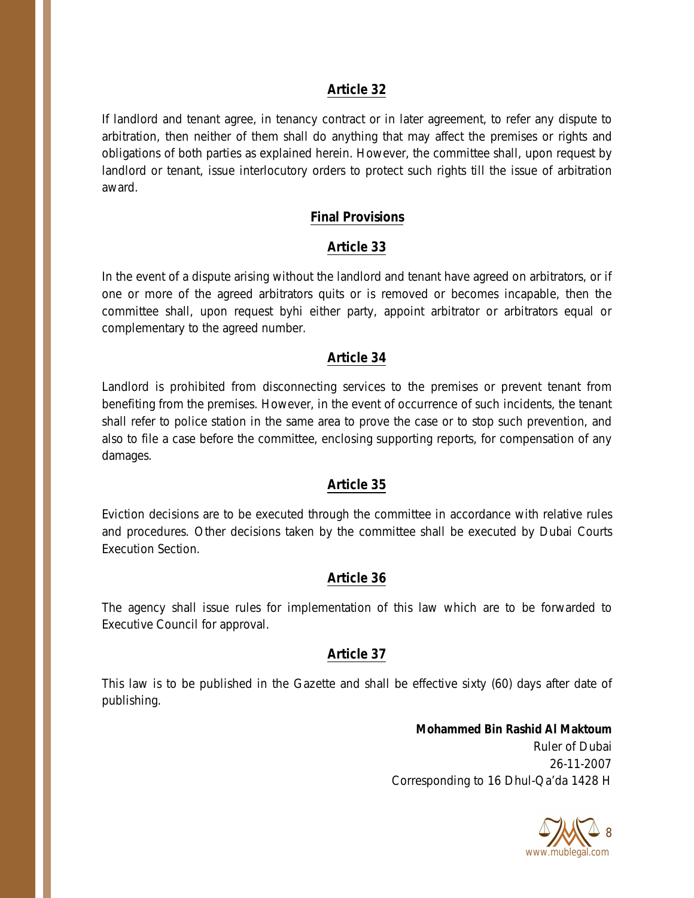## Article 32

If landlord and tenant agree, in tenancy contract or in later agreement, to refer any dispute to arbitration, then neither of them shall do anything that may affect the premises or rights and obligations of both parties as explained herein. However, the committee shall, upon request by landlord or tenant, issue interlocutory orders to protect such rights till the issue of arbitration award.

## Final Provisions

## Article 33

In the event of a dispute arising without the landlord and tenant have agreed on arbitrators, or if one or more of the agreed arbitrators quits or is removed or becomes incapable, then the committee shall, upon request byhi either party, appoint arbitrator or arbitrators equal or complementary to the agreed number.

## Article 34

Landlord is prohibited from disconnecting services to the premises or prevent tenant from benefiting from the premises. However, in the event of occurrence of such incidents, the tenant shall refer to police station in the same area to prove the case or to stop such prevention, and also to file a case before the committee, enclosing supporting reports, for compensation of any damages.

## Article 35

Eviction decisions are to be executed through the committee in accordance with relative rules and procedures. Other decisions taken by the committee shall be executed by Dubai Courts Execution Section.

## Article 36

The agency shall issue rules for implementation of this law which are to be forwarded to Executive Council for approval.

## Article 37

This law is to be published in the Gazette and shall be effective sixty (60) days after date of publishing.

**Mohammed Bin Rashid Al Maktoum**
Ruler of Dubai
26-11-2007
Corresponding to 16 Dhul-Qa'da 1428 H